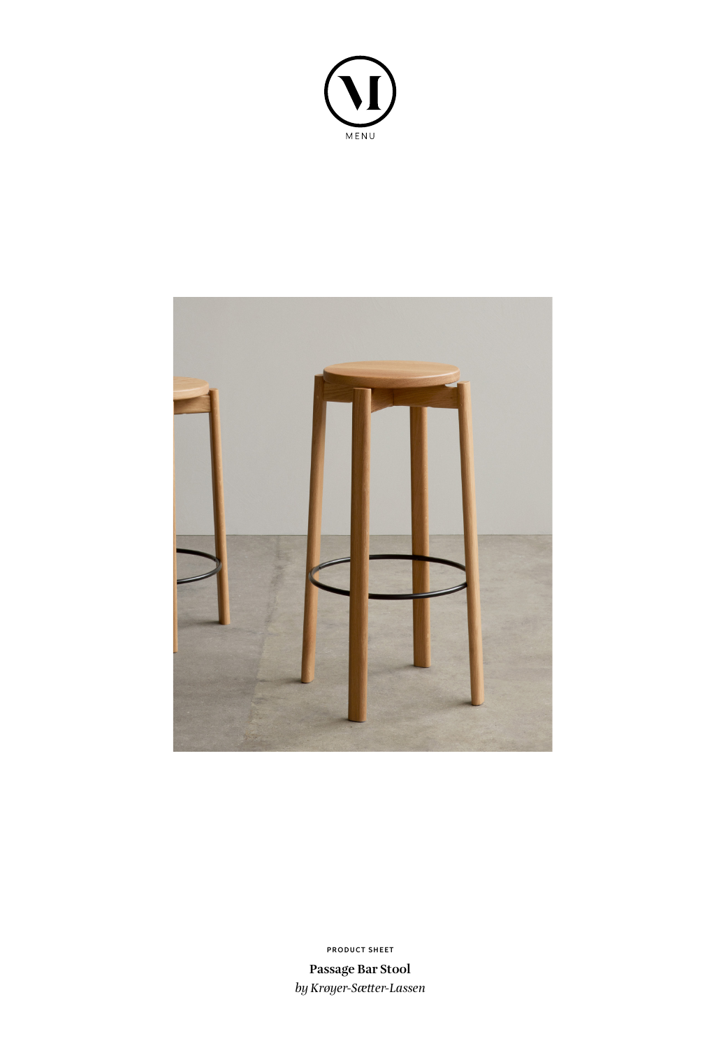MENU

PRODUCT SHEET

**Passage Bar Stool**

*by Krøyer-Sætter-Lassen*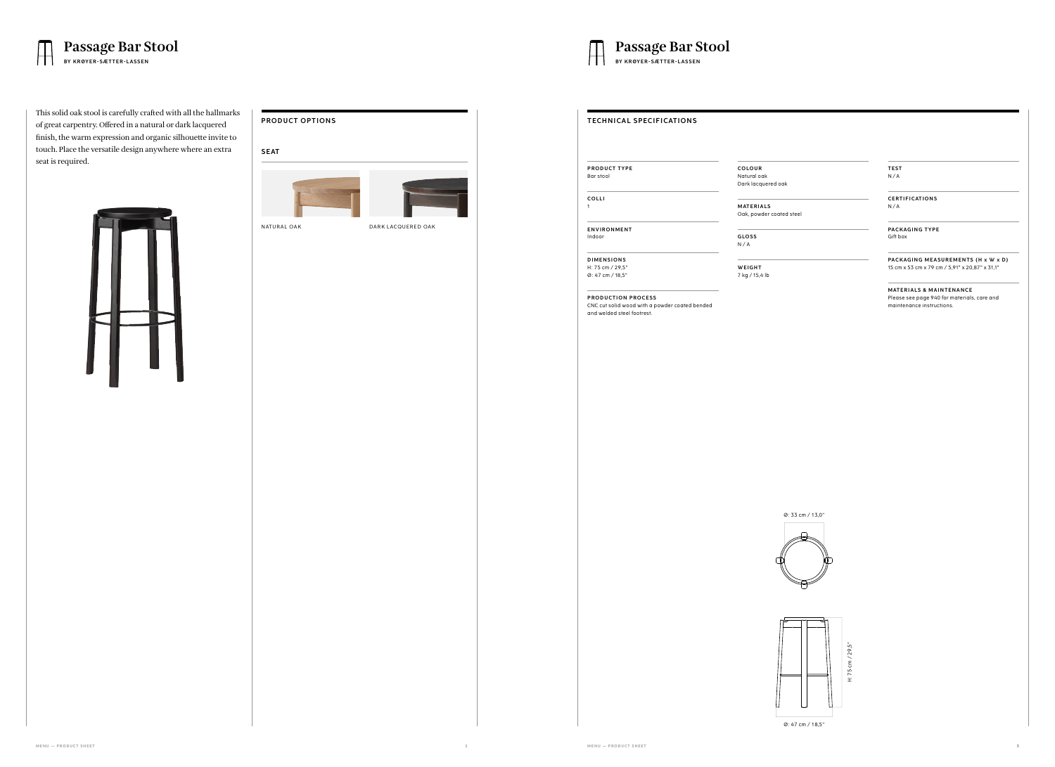# Passage Bar Stool

BY KRØYER-SÆTTER-LASSEN

This solid oak stool is carefully crafted with all the hallmarks of great carpentry. Offered in a natural or dark lacquered finish, the warm expression and organic silhouette invite to touch. Place the versatile design anywhere where an extra seat is required.

## PRODUCT OPTIONS

### SEAT

NATURAL OAK

DARK LACQUERED OAK

# Passage Bar Stool

BY KRØYER-SÆTTER-LASSEN

## TECHNICAL SPECIFICATIONS

**PRODUCT TYPE**
Bar stool

**COLLI**
1

**ENVIRONMENT**
Indoor

**DIMENSIONS**
H: 75 cm / 29,5"
Ø: 47 cm / 18,5"

**PRODUCTION PROCESS**
CNC cut solid wood with a powder coated bended and welded steel footrest.

**COLOUR**
Natural oak
Dark lacquered oak

**MATERIALS**
Oak, powder coated steel

**GLOSS**
N / A

**WEIGHT**
7 kg / 15,4 lb

**TEST**
N / A

**CERTIFICATIONS**
N / A

**PACKAGING TYPE**
Gift box

**PACKAGING MEASUREMENTS (H x W x D)**
15 cm x 53 cm x 79 cm / 5,91" x 20,87" x 31,1"

**MATERIALS & MAINTENANCE**
Please see page 940 for materials, care and maintenance instructions.

Ø: 33 cm / 13,0"

H: 75 cm / 29,5"

Ø: 47 cm / 18,5"